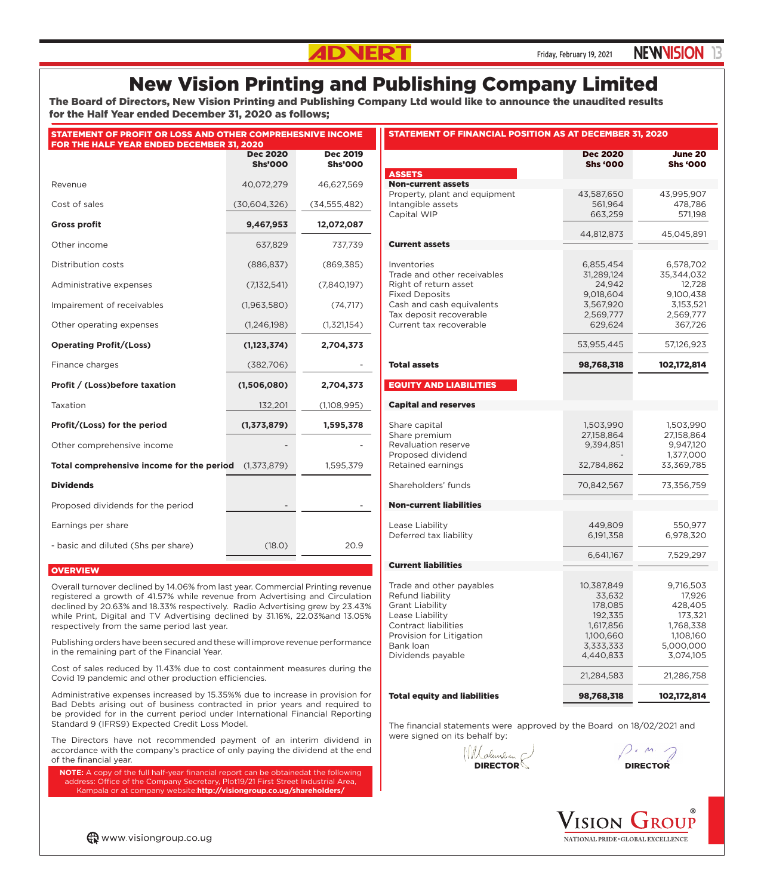# New Vision Printing and Publishing Company Limited

**The Board of Directors, New Vision Printing and Publishing Company Ltd would like to announce the unaudited results for the Half Year ended December 31, 2020 as follows;**

## STATEMENT OF PROFIT OR LOSS AND OTHER COMPREHESNIVE INCOME FOR THE HALF YEAR ENDED DECEMBER 31, 2020

| | Dec 2020 Shs'000 | Dec 2019 Shs'000 |
|---|---|---|
| Revenue | 40,072,279 | 46,627,569 |
| Cost of sales | (30,604,326) | (34,555,482) |
| **Gross profit** | **9,467,953** | **12,072,087** |
| Other income | 637,829 | 737,739 |
| Distribution costs | (886,837) | (869,385) |
| Administrative expenses | (7,132,541) | (7,840,197) |
| Impairement of receivables | (1,963,580) | (74,717) |
| Other operating expenses | (1,246,198) | (1,321,154) |
| **Operating Profit/(Loss)** | **(1,123,374)** | **2,704,373** |
| Finance charges | (382,706) | - |
| **Profit / (Loss)before taxation** | **(1,506,080)** | **2,704,373** |
| Taxation | 132,201 | (1,108,995) |
| **Profit/(Loss) for the period** | **(1,373,879)** | **1,595,378** |
| Other comprehensive income | - | - |
| **Total comprehensive income for the period** | (1,373,879) | 1,595,379 |
| **Dividends** | | |
| Proposed dividends for the period | - | - |
| Earnings per share | | |
| - basic and diluted (Shs per share) | (18.0) | 20.9 |

## OVERVIEW

Overall turnover declined by 14.06% from last year. Commercial Printing revenue registered a growth of 41.57% while revenue from Advertising and Circulation declined by 20.63% and 18.33% respectively. Radio Advertising grew by 23.43% while Print, Digital and TV Advertising declined by 31.16%, 22.03%and 13.05% respectively from the same period last year.

Publishing orders have been secured and these will improve revenue performance in the remaining part of the Financial Year.

Cost of sales reduced by 11.43% due to cost containment measures during the Covid 19 pandemic and other production efficiencies.

Administrative expenses increased by 15.35%% due to increase in provision for Bad Debts arising out of business contracted in prior years and required to be provided for in the current period under International Financial Reporting Standard 9 (IFRS9) Expected Credit Loss Model.

The Directors have not recommended payment of an interim dividend in accordance with the company's practice of only paying the dividend at the end of the financial year.

**NOTE:** A copy of the full half-year financial report can be obtainedat the following address: Office of the Company Secretary, Plot19/21 First Street Industrial Area, Kampala or at company website:**http://visiongroup.co.ug/shareholders/**

## STATEMENT OF FINANCIAL POSITION AS AT DECEMBER 31, 2020

| | Dec 2020 Shs '000 | June 20 Shs '000 |
|---|---|---|
| **ASSETS** | | |
| **Non-current assets** | | |
| Property, plant and equipment | 43,587,650 | 43,995,907 |
| Intangible assets | 561,964 | 478,786 |
| Capital WIP | 663,259 | 571,198 |
| | 44,812,873 | 45,045,891 |
| **Current assets** | | |
| Inventories | 6,855,454 | 6,578,702 |
| Trade and other receivables | 31,289,124 | 35,344,032 |
| Right of return asset | 24,942 | 12,728 |
| Fixed Deposits | 9,018,604 | 9,100,438 |
| Cash and cash equivalents | 3,567,920 | 3,153,521 |
| Tax deposit recoverable | 2,569,777 | 2,569,777 |
| Current tax recoverable | 629,624 | 367,726 |
| | 53,955,445 | 57,126,923 |
| **Total assets** | **98,768,318** | **102,172,814** |
| **EQUITY AND LIABILITIES** | | |
| **Capital and reserves** | | |
| Share capital | 1,503,990 | 1,503,990 |
| Share premium | 27,158,864 | 27,158,864 |
| Revaluation reserve | 9,394,851 | 9,947,120 |
| Proposed dividend | - | 1,377,000 |
| Retained earnings | 32,784,862 | 33,369,785 |
| Shareholders' funds | 70,842,567 | 73,356,759 |
| **Non-current liabilities** | | |
| Lease Liability | 449,809 | 550,977 |
| Deferred tax liability | 6,191,358 | 6,978,320 |
| | 6,641,167 | 7,529,297 |
| **Current liabilities** | | |
| Trade and other payables | 10,387,849 | 9,716,503 |
| Refund liability | 33,632 | 17,926 |
| Grant Liability | 178,085 | 428,405 |
| Lease Liability | 192,335 | 173,321 |
| Contract liabilities | 1,617,856 | 1,768,338 |
| Provision for Litigation | 1,100,660 | 1,108,160 |
| Bank loan | 3,333,333 | 5,000,000 |
| Dividends payable | 4,440,833 | 3,074,105 |
| | 21,284,583 | 21,286,758 |
| **Total equity and liabilities** | **98,768,318** | **102,172,814** |

The financial statements were approved by the Board on 18/02/2021 and were signed on its behalf by:

**DIRECTOR** &nbsp;&nbsp;&nbsp;&nbsp; **DIRECTOR**

VISION GROUP
NATIONAL PRIDE • GLOBAL EXCELLENCE

www.visiongroup.co.ug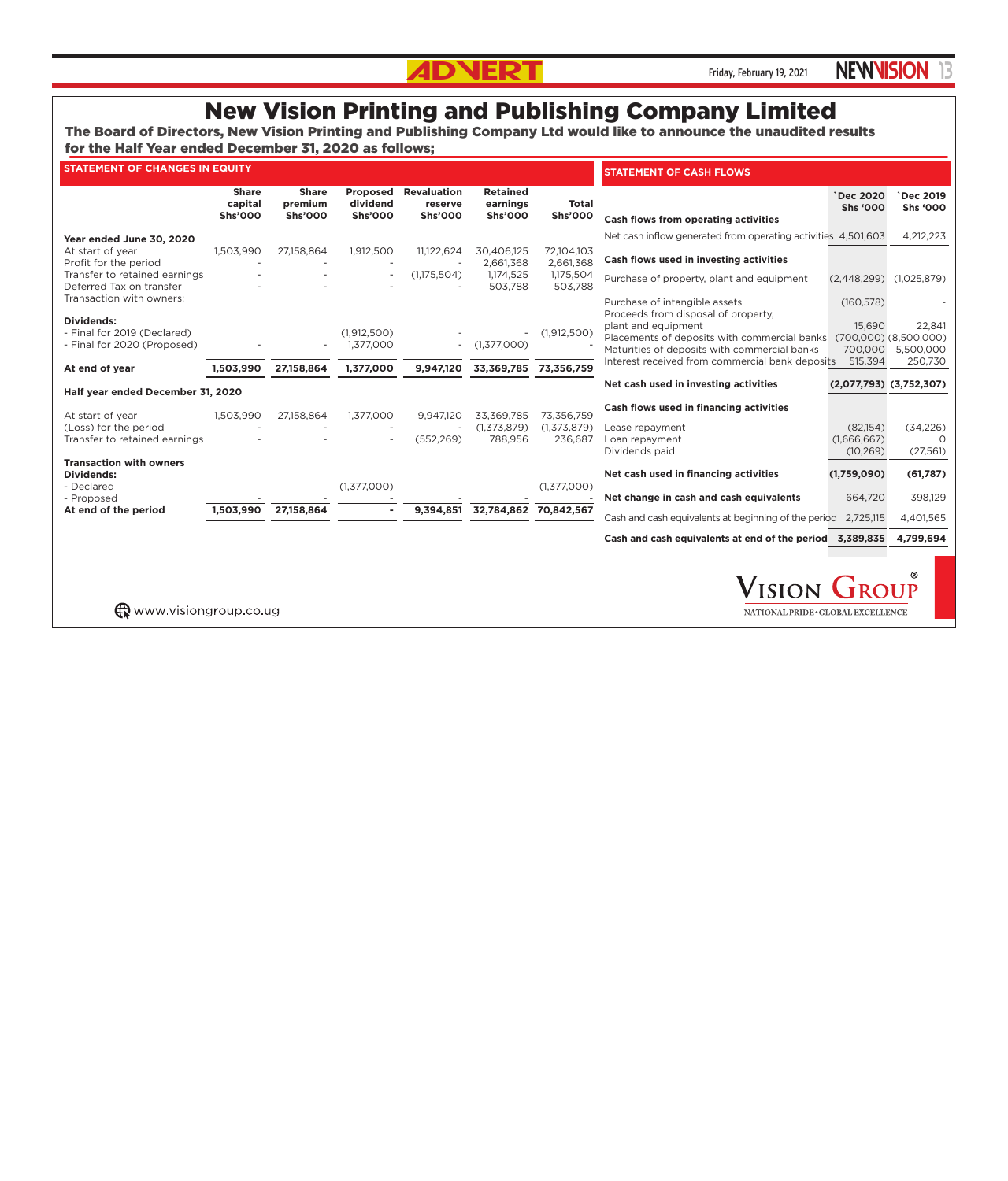# New Vision Printing and Publishing Company Limited

**The Board of Directors, New Vision Printing and Publishing Company Ltd would like to announce the unaudited results for the Half Year ended December 31, 2020 as follows;**

## STATEMENT OF CHANGES IN EQUITY

| | Share capital Shs'000 | Share premium Shs'000 | Proposed dividend Shs'000 | Revaluation reserve Shs'000 | Retained earnings Shs'000 | Total Shs'000 |
|---|---|---|---|---|---|---|
| **Year ended June 30, 2020** | | | | | | |
| At start of year | 1,503,990 | 27,158,864 | 1,912,500 | 11,122,624 | 30,406,125 | 72,104,103 |
| Profit for the period | - | - | - | - | 2,661,368 | 2,661,368 |
| Transfer to retained earnings | - | - | - | (1,175,504) | 1,174,525 | 1,175,504 |
| Deferred Tax on transfer | - | - | - | - | 503,788 | 503,788 |
| Transaction with owners: | | | | | | |
| **Dividends:** | | | | | | |
| - Final for 2019 (Declared) | | | (1,912,500) | - | - | (1,912,500) |
| - Final for 2020 (Proposed) | - | - | 1,377,000 | - | (1,377,000) | - |
| **At end of year** | **1,503,990** | **27,158,864** | **1,377,000** | **9,947,120** | **33,369,785** | **73,356,759** |
| **Half year ended December 31, 2020** | | | | | | |
| At start of year | 1,503,990 | 27,158,864 | 1,377,000 | 9,947,120 | 33,369,785 | 73,356,759 |
| (Loss) for the period | - | - | - | - | (1,373,879) | (1,373,879) |
| Transfer to retained earnings | - | - | - | (552,269) | 788,956 | 236,687 |
| **Transaction with owners** | | | | | | |
| **Dividends:** | | | | | | |
| - Declared | | | (1,377,000) | | | (1,377,000) |
| - Proposed | - | - | - | - | - | - |
| **At end of the period** | **1,503,990** | **27,158,864** | **-** | **9,394,851** | **32,784,862** | **70,842,567** |

## STATEMENT OF CASH FLOWS

| | `Dec 2020 Shs '000 | `Dec 2019 Shs '000 |
|---|---|---|
| **Cash flows from operating activities** | | |
| Net cash inflow generated from operating activities | 4,501,603 | 4,212,223 |
| **Cash flows used in investing activities** | | |
| Purchase of property, plant and equipment | (2,448,299) | (1,025,879) |
| Purchase of intangible assets | (160,578) | - |
| Proceeds from disposal of property, plant and equipment | 15,690 | 22,841 |
| Placements of deposits with commercial banks | (700,000) | (8,500,000) |
| Maturities of deposits with commercial banks | 700,000 | 5,500,000 |
| Interest received from commercial bank deposits | 515,394 | 250,730 |
| **Net cash used in investing activities** | **(2,077,793)** | **(3,752,307)** |
| **Cash flows used in financing activities** | | |
| Lease repayment | (82,154) | (34,226) |
| Loan repayment | (1,666,667) | 0 |
| Dividends paid | (10,269) | (27,561) |
| **Net cash used in financing activities** | **(1,759,090)** | **(61,787)** |
| **Net change in cash and cash equivalents** | 664,720 | 398,129 |
| Cash and cash equivalents at beginning of the period | 2,725,115 | 4,401,565 |
| **Cash and cash equivalents at end of the period** | **3,389,835** | **4,799,694** |

www.visiongroup.co.ug

VISION GROUP®
NATIONAL PRIDE • GLOBAL EXCELLENCE